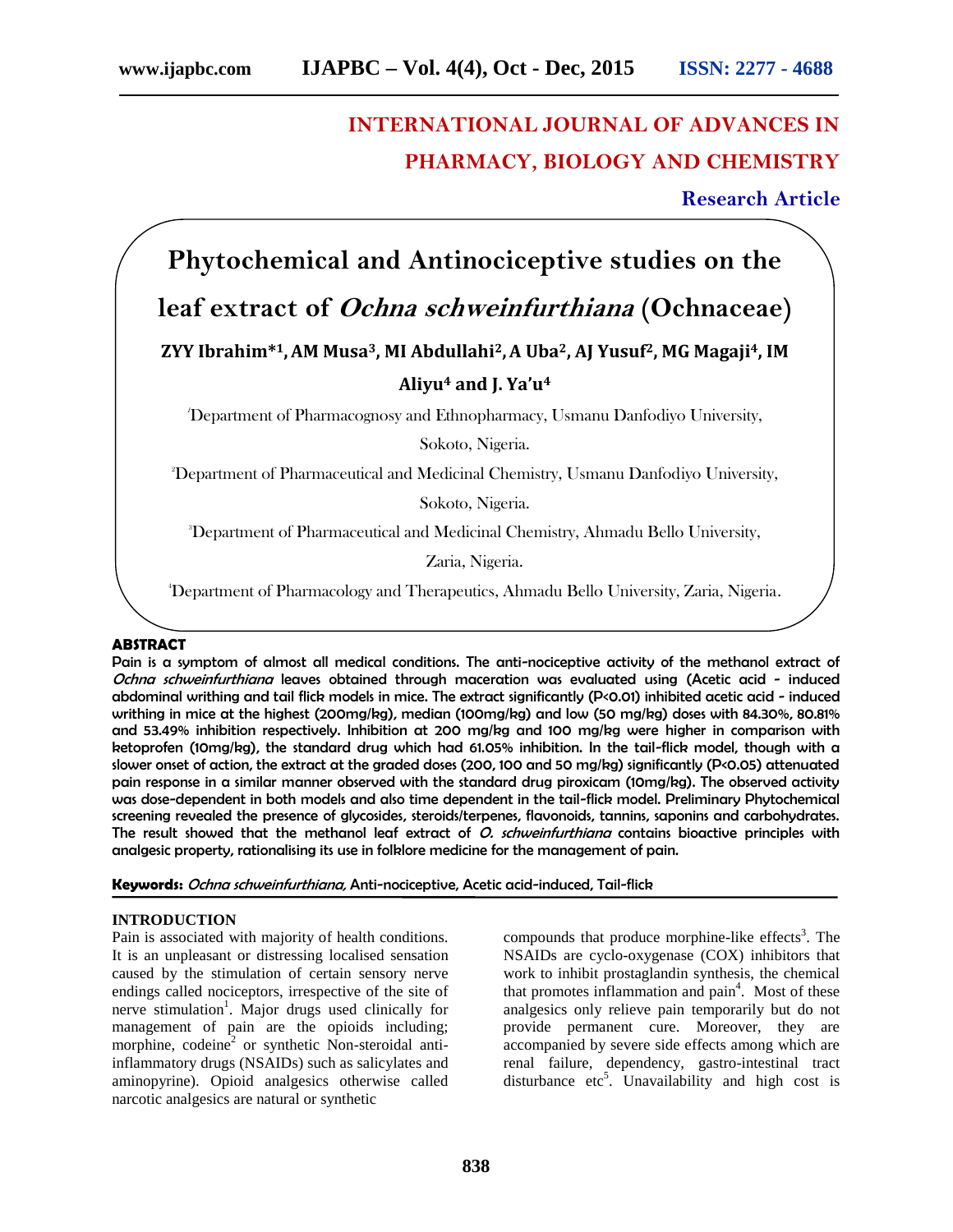**INTERNATIONAL JOURNAL OF ADVANCES IN PHARMACY, BIOLOGY AND CHEMISTRY**

**Research Article**

# Phytochemical and Antinociceptive studies on the leaf extract of *Ochna schweinfurthiana* (Ochnaceae)

**ZYY Ibrahim*[1], AM Musa[3], MI Abdullahi[2], A Uba[2], AJ Yusuf[2], MG Magaji[4], IM Aliyu[4] and J. Ya'u[4]**

[1]Department of Pharmacognosy and Ethnopharmacy, Usmanu Danfodiyo University, Sokoto, Nigeria.

[2]Department of Pharmaceutical and Medicinal Chemistry, Usmanu Danfodiyo University, Sokoto, Nigeria.

[3]Department of Pharmaceutical and Medicinal Chemistry, Ahmadu Bello University, Zaria, Nigeria.

[4]Department of Pharmacology and Therapeutics, Ahmadu Bello University, Zaria, Nigeria.

## ABSTRACT

Pain is a symptom of almost all medical conditions. The anti-nociceptive activity of the methanol extract of *Ochna schweinfurthiana* leaves obtained through maceration was evaluated using (Acetic acid - induced abdominal writhing and tail flick models in mice. The extract significantly ($P<0.01$) inhibited acetic acid - induced writhing in mice at the highest (200mg/kg), median (100mg/kg) and low (50 mg/kg) doses with 84.30%, 80.81% and 53.49% inhibition respectively. Inhibition at 200 mg/kg and 100 mg/kg were higher in comparison with ketoprofen (10mg/kg), the standard drug which had 61.05% inhibition. In the tail-flick model, though with a slower onset of action, the extract at the graded doses (200, 100 and 50 mg/kg) significantly ($P<0.05$) attenuated pain response in a similar manner observed with the standard drug piroxicam (10mg/kg). The observed activity was dose-dependent in both models and also time dependent in the tail-flick model. Preliminary Phytochemical screening revealed the presence of glycosides, steroids/terpenes, flavonoids, tannins, saponins and carbohydrates. The result showed that the methanol leaf extract of *O. schweinfurthiana* contains bioactive principles with analgesic property, rationalising its use in folklore medicine for the management of pain.

**Keywords:** *Ochna schweinfurthiana,* Anti-nociceptive, Acetic acid-induced, Tail-flick

## INTRODUCTION

Pain is associated with majority of health conditions. It is an unpleasant or distressing localised sensation caused by the stimulation of certain sensory nerve endings called nociceptors, irrespective of the site of nerve stimulation[1]. Major drugs used clinically for management of pain are the opioids including; morphine, codeine[2] or synthetic Non-steroidal anti-inflammatory drugs (NSAIDs) such as salicylates and aminopyrine). Opioid analgesics otherwise called narcotic analgesics are natural or synthetic compounds that produce morphine-like effects[3]. The NSAIDs are cyclo-oxygenase (COX) inhibitors that work to inhibit prostaglandin synthesis, the chemical that promotes inflammation and pain[4]. Most of these analgesics only relieve pain temporarily but do not provide permanent cure. Moreover, they are accompanied by severe side effects among which are renal failure, dependency, gastro-intestinal tract disturbance etc[5]. Unavailability and high cost is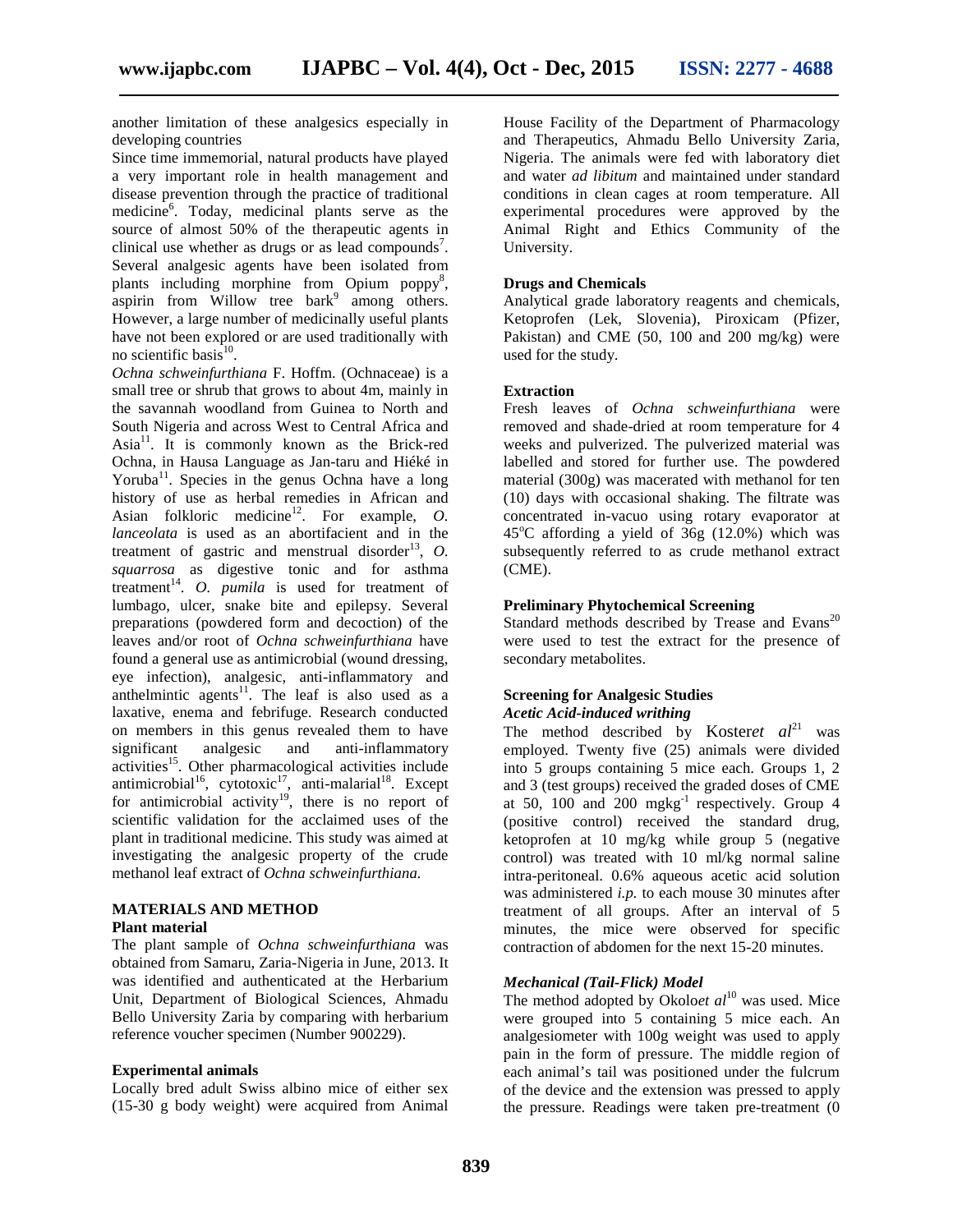another limitation of these analgesics especially in developing countries

Since time immemorial, natural products have played a very important role in health management and disease prevention through the practice of traditional medicine[6]. Today, medicinal plants serve as the source of almost 50% of the therapeutic agents in clinical use whether as drugs or as lead compounds[7]. Several analgesic agents have been isolated from plants including morphine from Opium poppy[8], aspirin from Willow tree bark[9] among others. However, a large number of medicinally useful plants have not been explored or are used traditionally with no scientific basis[10].

*Ochna schweinfurthiana* F. Hoffm. (Ochnaceae) is a small tree or shrub that grows to about 4m, mainly in the savannah woodland from Guinea to North and South Nigeria and across West to Central Africa and Asia[11]. It is commonly known as the Brick-red Ochna, in Hausa Language as Jan-taru and Hiéké in Yoruba[11]. Species in the genus Ochna have a long history of use as herbal remedies in African and Asian folkloric medicine[12]. For example, *O. lanceolata* is used as an abortifacient and in the treatment of gastric and menstrual disorder[13], *O. squarrosa* as digestive tonic and for asthma treatment[14]. *O. pumila* is used for treatment of lumbago, ulcer, snake bite and epilepsy. Several preparations (powdered form and decoction) of the leaves and/or root of *Ochna schweinfurthiana* have found a general use as antimicrobial (wound dressing, eye infection), analgesic, anti-inflammatory and anthelmintic agents[11]. The leaf is also used as a laxative, enema and febrifuge. Research conducted on members in this genus revealed them to have significant analgesic and anti-inflammatory activities[15]. Other pharmacological activities include antimicrobial[16], cytotoxic[17], anti-malarial[18]. Except for antimicrobial activity[19], there is no report of scientific validation for the acclaimed uses of the plant in traditional medicine. This study was aimed at investigating the analgesic property of the crude methanol leaf extract of *Ochna schweinfurthiana.*

## MATERIALS AND METHOD

### Plant material

The plant sample of *Ochna schweinfurthiana* was obtained from Samaru, Zaria-Nigeria in June, 2013. It was identified and authenticated at the Herbarium Unit, Department of Biological Sciences, Ahmadu Bello University Zaria by comparing with herbarium reference voucher specimen (Number 900229).

### Experimental animals

Locally bred adult Swiss albino mice of either sex (15-30 g body weight) were acquired from Animal House Facility of the Department of Pharmacology and Therapeutics, Ahmadu Bello University Zaria, Nigeria. The animals were fed with laboratory diet and water *ad libitum* and maintained under standard conditions in clean cages at room temperature. All experimental procedures were approved by the Animal Right and Ethics Community of the University.

### Drugs and Chemicals

Analytical grade laboratory reagents and chemicals, Ketoprofen (Lek, Slovenia), Piroxicam (Pfizer, Pakistan) and CME (50, 100 and 200 mg/kg) were used for the study.

### Extraction

Fresh leaves of *Ochna schweinfurthiana* were removed and shade-dried at room temperature for 4 weeks and pulverized. The pulverized material was labelled and stored for further use. The powdered material (300g) was macerated with methanol for ten (10) days with occasional shaking. The filtrate was concentrated in-vacuo using rotary evaporator at 45°C affording a yield of 36g (12.0%) which was subsequently referred to as crude methanol extract (CME).

### Preliminary Phytochemical Screening

Standard methods described by Trease and Evans[20] were used to test the extract for the presence of secondary metabolites.

### Screening for Analgesic Studies

#### *Acetic Acid-induced writhing*

The method described by Koster*et al*[21] was employed. Twenty five (25) animals were divided into 5 groups containing 5 mice each. Groups 1, 2 and 3 (test groups) received the graded doses of CME at 50, 100 and 200 $mgkg^{-1}$ respectively. Group 4 (positive control) received the standard drug, ketoprofen at 10 mg/kg while group 5 (negative control) was treated with 10 ml/kg normal saline intra-peritoneal. 0.6% aqueous acetic acid solution was administered *i.p.* to each mouse 30 minutes after treatment of all groups. After an interval of 5 minutes, the mice were observed for specific contraction of abdomen for the next 15-20 minutes.

#### *Mechanical (Tail-Flick) Model*

The method adopted by Okolo*et al*[10] was used. Mice were grouped into 5 containing 5 mice each. An analgesiometer with 100g weight was used to apply pain in the form of pressure. The middle region of each animal's tail was positioned under the fulcrum of the device and the extension was pressed to apply the pressure. Readings were taken pre-treatment (0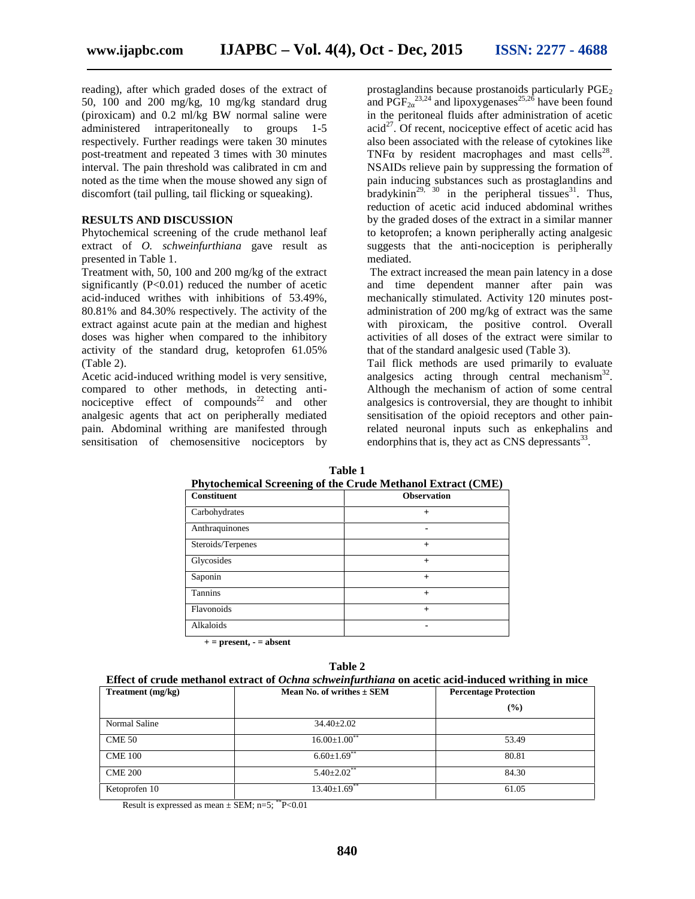reading), after which graded doses of the extract of 50, 100 and 200 mg/kg, 10 mg/kg standard drug (piroxicam) and 0.2 ml/kg BW normal saline were administered intraperitoneally to groups 1-5 respectively. Further readings were taken 30 minutes post-treatment and repeated 3 times with 30 minutes interval. The pain threshold was calibrated in cm and noted as the time when the mouse showed any sign of discomfort (tail pulling, tail flicking or squeaking).

## RESULTS AND DISCUSSION

Phytochemical screening of the crude methanol leaf extract of *O. schweinfurthiana* gave result as presented in Table 1.

Treatment with, 50, 100 and 200 mg/kg of the extract significantly ($P<0.01$) reduced the number of acetic acid-induced writhes with inhibitions of 53.49%, 80.81% and 84.30% respectively. The activity of the extract against acute pain at the median and highest doses was higher when compared to the inhibitory activity of the standard drug, ketoprofen 61.05% (Table 2).

Acetic acid-induced writhing model is very sensitive, compared to other methods, in detecting anti-nociceptive effect of compounds[22] and other analgesic agents that act on peripherally mediated pain. Abdominal writhing are manifested through sensitisation of chemosensitive nociceptors by prostaglandins because prostanoids particularly $PGE_2$ and $PGF_{2\alpha}$[23,24] and lipoxygenases[25,26] have been found in the peritoneal fluids after administration of acetic acid[27]. Of recent, nociceptive effect of acetic acid has also been associated with the release of cytokines like TNFα by resident macrophages and mast cells[28]. NSAIDs relieve pain by suppressing the formation of pain inducing substances such as prostaglandins and bradykinin[29, 30] in the peripheral tissues[31]. Thus, reduction of acetic acid induced abdominal writhes by the graded doses of the extract in a similar manner to ketoprofen; a known peripherally acting analgesic suggests that the anti-nociception is peripherally mediated.

The extract increased the mean pain latency in a dose and time dependent manner after pain was mechanically stimulated. Activity 120 minutes post-administration of 200 mg/kg of extract was the same with piroxicam, the positive control. Overall activities of all doses of the extract were similar to that of the standard analgesic used (Table 3).

Tail flick methods are used primarily to evaluate analgesics acting through central mechanism[32]. Although the mechanism of action of some central analgesics is controversial, they are thought to inhibit sensitisation of the opioid receptors and other pain-related neuronal inputs such as enkephalins and endorphins that is, they act as CNS depressants[33].

**Table 1**
**Phytochemical Screening of the Crude Methanol Extract (CME)**

| Constituent | Observation |
|---|---|
| Carbohydrates | + |
| Anthraquinones | - |
| Steroids/Terpenes | + |
| Glycosides | + |
| Saponin | + |
| Tannins | + |
| Flavonoids | + |
| Alkaloids | - |

**+ = present, - = absent**

**Table 2**
**Effect of crude methanol extract of *Ochna schweinfurthiana* on acetic acid-induced writhing in mice**

| Treatment (mg/kg) | Mean No. of writhes ± SEM | Percentage Protection (%) |
|---|---|---|
| Normal Saline | 34.40±2.02 | |
| CME 50 | 16.00±1.00** | 53.49 |
| CME 100 | 6.60±1.69** | 80.81 |
| CME 200 | 5.40±2.02** | 84.30 |
| Ketoprofen 10 | 13.40±1.69** | 61.05 |

Result is expressed as mean ± SEM; n=5; **$P<0.01$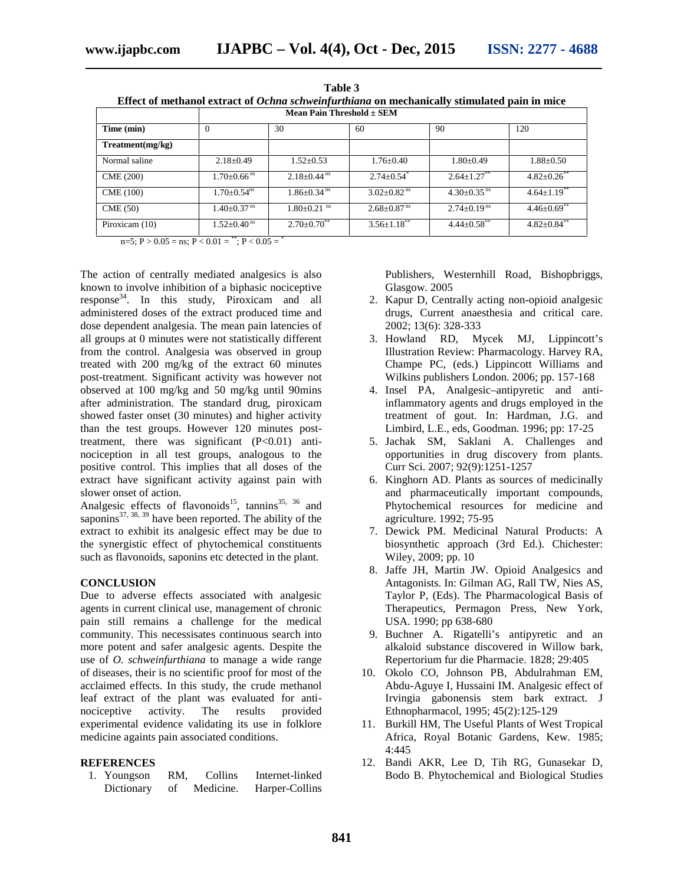**Table 3**
**Effect of methanol extract of *Ochna schweinfurthiana* on mechanically stimulated pain in mice**

| | Mean Pain Threshold ± SEM | | | | |
|---|---|---|---|---|---|
| **Time (min)** | 0 | 30 | 60 | 90 | 120 |
| **Treatment(mg/kg)** | | | | | |
| Normal saline | 2.18±0.49 | 1.52±0.53 | 1.76±0.40 | 1.80±0.49 | 1.88±0.50 |
| CME (200) | 1.70±0.66 ns | 2.18±0.44 ns | 2.74±0.54 * | 2.64±1.27 ** | 4.82±0.26 ** |
| CME (100) | 1.70±0.54 ns | 1.86±0.34 ns | 3.02±0.82 ns | 4.30±0.35 ns | 4.64±1.19 ** |
| CME (50) | 1.40±0.37 ns | 1.80±0.21 ns | 2.68±0.87 ns | 2.74±0.19 ns | 4.46±0.69 ** |
| Piroxicam (10) | 1.52±0.40 ns | 2.70±0.70 ** | 3.56±1.18 ** | 4.44±0.58 ** | 4.82±0.84 ** |

n=5; $P > 0.05$ = ns; $P < 0.01$ = **; $P < 0.05$ = *

The action of centrally mediated analgesics is also known to involve inhibition of a biphasic nociceptive response[34]. In this study, Piroxicam and all administered doses of the extract produced time and dose dependent analgesia. The mean pain latencies of all groups at 0 minutes were not statistically different from the control. Analgesia was observed in group treated with 200 mg/kg of the extract 60 minutes post-treatment. Significant activity was however not observed at 100 mg/kg and 50 mg/kg until 90mins after administration. The standard drug, piroxicam showed faster onset (30 minutes) and higher activity than the test groups. However 120 minutes post-treatment, there was significant ($P<0.01$) anti-nociception in all test groups, analogous to the positive control. This implies that all doses of the extract have significant activity against pain with slower onset of action.

Analgesic effects of flavonoids[15], tannins[35, 36] and saponins[37, 38, 39] have been reported. The ability of the extract to exhibit its analgesic effect may be due to the synergistic effect of phytochemical constituents such as flavonoids, saponins etc detected in the plant.

## CONCLUSION

Due to adverse effects associated with analgesic agents in current clinical use, management of chronic pain still remains a challenge for the medical community. This necessisates continuous search into more potent and safer analgesic agents. Despite the use of *O. schweinfurthiana* to manage a wide range of diseases, their is no scientific proof for most of the acclaimed effects. In this study, the crude methanol leaf extract of the plant was evaluated for anti-nociceptive activity. The results provided experimental evidence validating its use in folklore medicine againts pain associated conditions.

## REFERENCES

1. Youngson RM, Collins Internet-linked Dictionary of Medicine. Harper-Collins Publishers, Westernhill Road, Bishopbriggs, Glasgow. 2005
2. Kapur D, Centrally acting non-opioid analgesic drugs, Current anaesthesia and critical care. 2002; 13(6): 328-333
3. Howland RD, Mycek MJ, Lippincott's Illustration Review: Pharmacology. Harvey RA, Champe PC, (eds.) Lippincott Williams and Wilkins publishers London. 2006; pp. 157-168
4. Insel PA, Analgesic–antipyretic and anti-inflammatory agents and drugs employed in the treatment of gout. In: Hardman, J.G. and Limbird, L.E., eds, Goodman. 1996; pp: 17-25
5. Jachak SM, Saklani A. Challenges and opportunities in drug discovery from plants. Curr Sci. 2007; 92(9):1251-1257
6. Kinghorn AD. Plants as sources of medicinally and pharmaceutically important compounds, Phytochemical resources for medicine and agriculture. 1992; 75-95
7. Dewick PM. Medicinal Natural Products: A biosynthetic approach (3rd Ed.). Chichester: Wiley, 2009; pp. 10
8. Jaffe JH, Martin JW. Opioid Analgesics and Antagonists. In: Gilman AG, Rall TW, Nies AS, Taylor P, (Eds). The Pharmacological Basis of Therapeutics, Permagon Press, New York, USA. 1990; pp 638-680
9. Buchner A. Rigatelli's antipyretic and an alkaloid substance discovered in Willow bark, Repertorium fur die Pharmacie. 1828; 29:405
10. Okolo CO, Johnson PB, Abdulrahman EM, Abdu-Aguye I, Hussaini IM. Analgesic effect of Irvingia gabonensis stem bark extract. J Ethnopharmacol, 1995; 45(2):125-129
11. Burkill HM, The Useful Plants of West Tropical Africa, Royal Botanic Gardens, Kew. 1985; 4:445
12. Bandi AKR, Lee D, Tih RG, Gunasekar D, Bodo B. Phytochemical and Biological Studies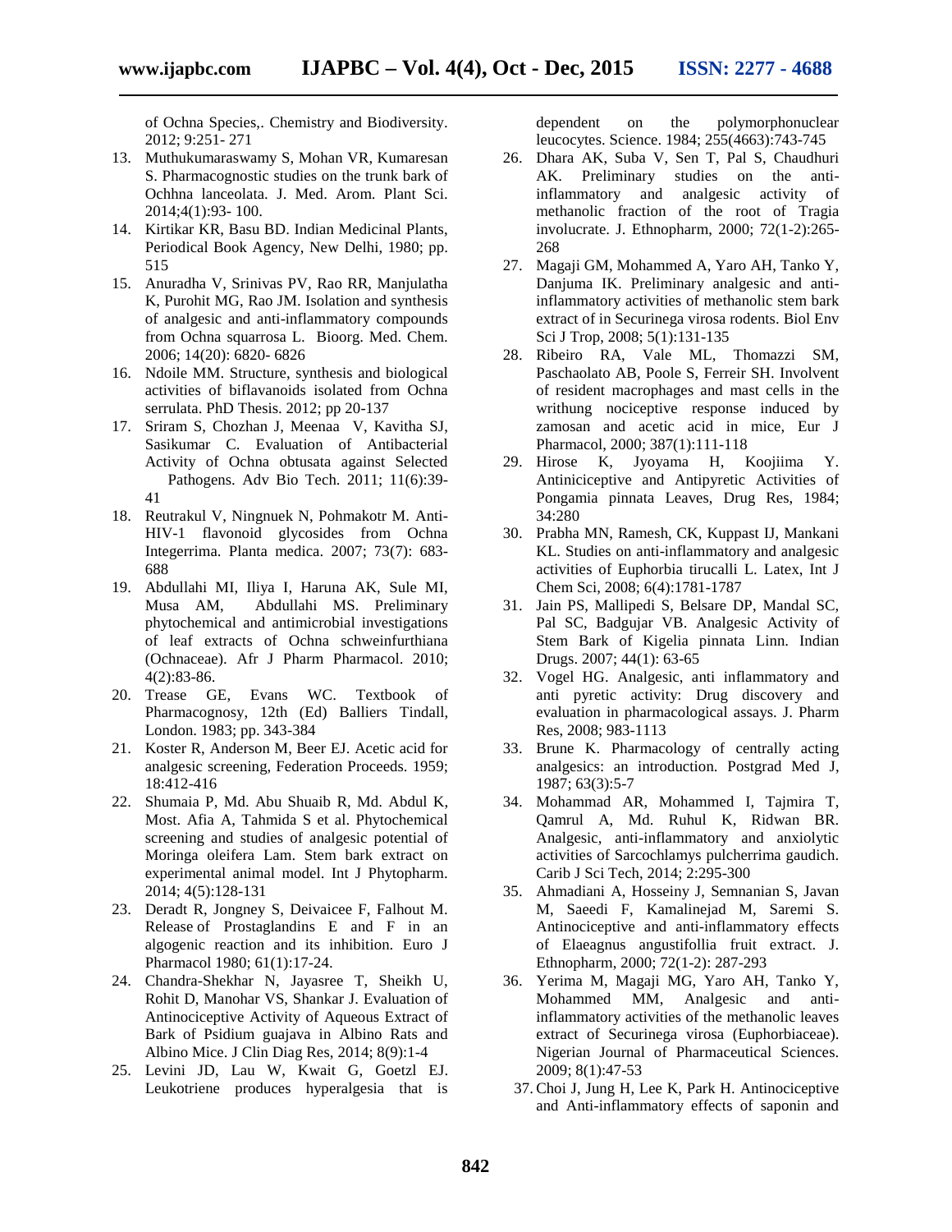of Ochna Species,. Chemistry and Biodiversity. 2012; 9:251- 271

13. Muthukumaraswamy S, Mohan VR, Kumaresan S. Pharmacognostic studies on the trunk bark of Ochhna lanceolata. J. Med. Arom. Plant Sci. 2014;4(1):93- 100.
14. Kirtikar KR, Basu BD. Indian Medicinal Plants, Periodical Book Agency, New Delhi, 1980; pp. 515
15. Anuradha V, Srinivas PV, Rao RR, Manjulatha K, Purohit MG, Rao JM. Isolation and synthesis of analgesic and anti-inflammatory compounds from Ochna squarrosa L. Bioorg. Med. Chem. 2006; 14(20): 6820- 6826
16. Ndoile MM. Structure, synthesis and biological activities of biflavanoids isolated from Ochna serrulata. PhD Thesis. 2012; pp 20-137
17. Sriram S, Chozhan J, Meenaa V, Kavitha SJ, Sasikumar C. Evaluation of Antibacterial Activity of Ochna obtusata against Selected Pathogens. Adv Bio Tech. 2011; 11(6):39-41
18. Reutrakul V, Ningnuek N, Pohmakotr M. Anti-HIV-1 flavonoid glycosides from Ochna Integerrima. Planta medica. 2007; 73(7): 683-688
19. Abdullahi MI, Iliya I, Haruna AK, Sule MI, Musa AM, Abdullahi MS. Preliminary phytochemical and antimicrobial investigations of leaf extracts of Ochna schweinfurthiana (Ochnaceae). Afr J Pharm Pharmacol. 2010; 4(2):83-86.
20. Trease GE, Evans WC. Textbook of Pharmacognosy, 12th (Ed) Balliers Tindall, London. 1983; pp. 343-384
21. Koster R, Anderson M, Beer EJ. Acetic acid for analgesic screening, Federation Proceeds. 1959; 18:412-416
22. Shumaia P, Md. Abu Shuaib R, Md. Abdul K, Most. Afia A, Tahmida S et al. Phytochemical screening and studies of analgesic potential of Moringa oleifera Lam. Stem bark extract on experimental animal model. Int J Phytopharm. 2014; 4(5):128-131
23. Deradt R, Jongney S, Deivaicee F, Falhout M. Release of Prostaglandins E and F in an algogenic reaction and its inhibition. Euro J Pharmacol 1980; 61(1):17-24.
24. Chandra-Shekhar N, Jayasree T, Sheikh U, Rohit D, Manohar VS, Shankar J. Evaluation of Antinociceptive Activity of Aqueous Extract of Bark of Psidium guajava in Albino Rats and Albino Mice. J Clin Diag Res, 2014; 8(9):1-4
25. Levini JD, Lau W, Kwait G, Goetzl EJ. Leukotriene produces hyperalgesia that is dependent on the polymorphonuclear leucocytes. Science. 1984; 255(4663):743-745
26. Dhara AK, Suba V, Sen T, Pal S, Chaudhuri AK. Preliminary studies on the anti-inflammatory and analgesic activity of methanolic fraction of the root of Tragia involucrate. J. Ethnopharm, 2000; 72(1-2):265-268
27. Magaji GM, Mohammed A, Yaro AH, Tanko Y, Danjuma IK. Preliminary analgesic and anti-inflammatory activities of methanolic stem bark extract of in Securinega virosa rodents. Biol Env Sci J Trop, 2008; 5(1):131-135
28. Ribeiro RA, Vale ML, Thomazzi SM, Paschaolato AB, Poole S, Ferreir SH. Involvent of resident macrophages and mast cells in the writhung nociceptive response induced by zamosan and acetic acid in mice, Eur J Pharmacol, 2000; 387(1):111-118
29. Hirose K, Jyoyama H, Koojiima Y. Antiniciceptive and Antipyretic Activities of Pongamia pinnata Leaves, Drug Res, 1984; 34:280
30. Prabha MN, Ramesh, CK, Kuppast IJ, Mankani KL. Studies on anti-inflammatory and analgesic activities of Euphorbia tirucalli L. Latex, Int J Chem Sci, 2008; 6(4):1781-1787
31. Jain PS, Mallipedi S, Belsare DP, Mandal SC, Pal SC, Badgujar VB. Analgesic Activity of Stem Bark of Kigelia pinnata Linn. Indian Drugs. 2007; 44(1): 63-65
32. Vogel HG. Analgesic, anti inflammatory and anti pyretic activity: Drug discovery and evaluation in pharmacological assays. J. Pharm Res, 2008; 983-1113
33. Brune K. Pharmacology of centrally acting analgesics: an introduction. Postgrad Med J, 1987; 63(3):5-7
34. Mohammad AR, Mohammed I, Tajmira T, Qamrul A, Md. Ruhul K, Ridwan BR. Analgesic, anti-inflammatory and anxiolytic activities of Sarcochlamys pulcherrima gaudich. Carib J Sci Tech, 2014; 2:295-300
35. Ahmadiani A, Hosseiny J, Semnanian S, Javan M, Saeedi F, Kamalinejad M, Saremi S. Antinociceptive and anti-inflammatory effects of Elaeagnus angustifollia fruit extract. J. Ethnopharm, 2000; 72(1-2): 287-293
36. Yerima M, Magaji MG, Yaro AH, Tanko Y, Mohammed MM, Analgesic and anti-inflammatory activities of the methanolic leaves extract of Securinega virosa (Euphorbiaceae). Nigerian Journal of Pharmaceutical Sciences. 2009; 8(1):47-53
37. Choi J, Jung H, Lee K, Park H. Antinociceptive and Anti-inflammatory effects of saponin and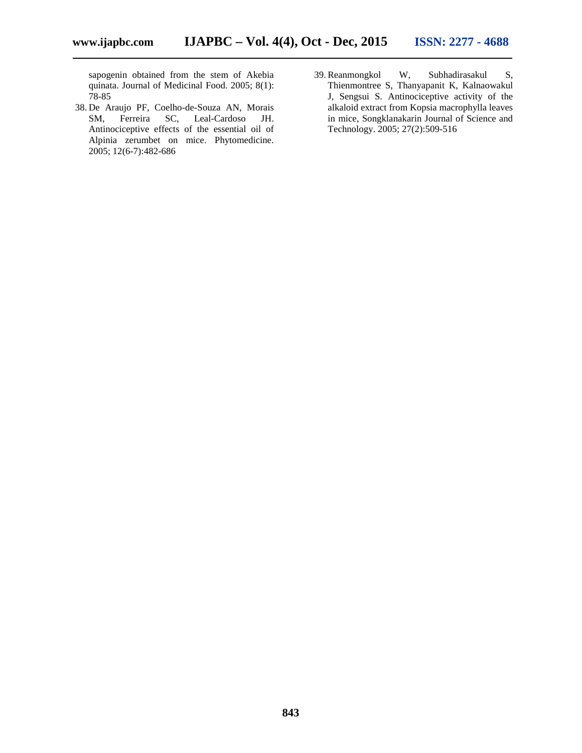sapogenin obtained from the stem of Akebia quinata. Journal of Medicinal Food. 2005; 8(1): 78-85

38. De Araujo PF, Coelho-de-Souza AN, Morais SM, Ferreira SC, Leal-Cardoso JH. Antinociceptive effects of the essential oil of Alpinia zerumbet on mice. Phytomedicine. 2005; 12(6-7):482-686

39. Reanmongkol W, Subhadirasakul S, Thienmontree S, Thanyapanit K, Kalnaowakul J, Sengsui S. Antinociceptive activity of the alkaloid extract from Kopsia macrophylla leaves in mice, Songklanakarin Journal of Science and Technology. 2005; 27(2):509-516